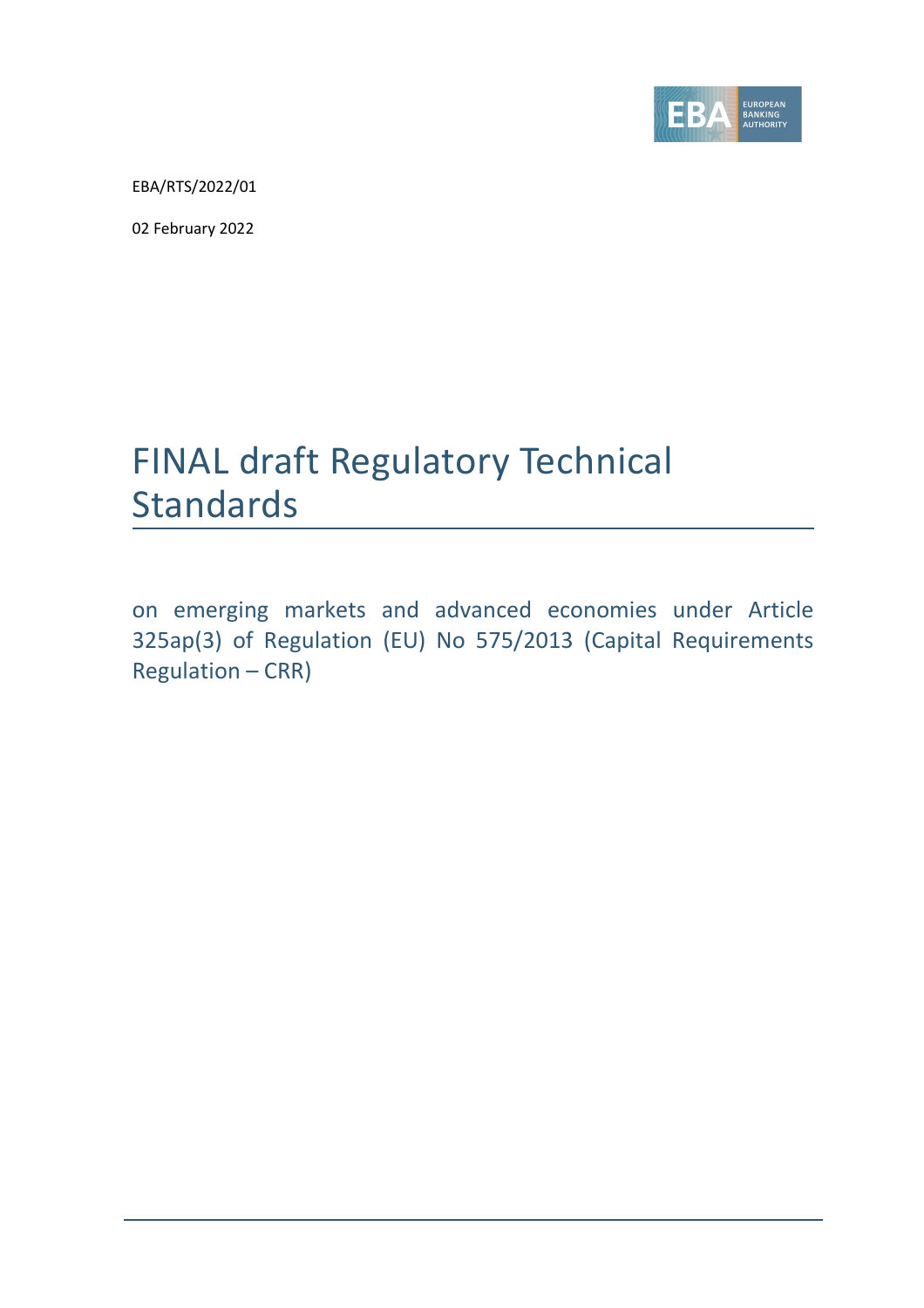EBA/RTS/2022/01

02 February 2022

# FINAL draft Regulatory Technical Standards

on emerging markets and advanced economies under Article 325ap(3) of Regulation (EU) No 575/2013 (Capital Requirements Regulation – CRR)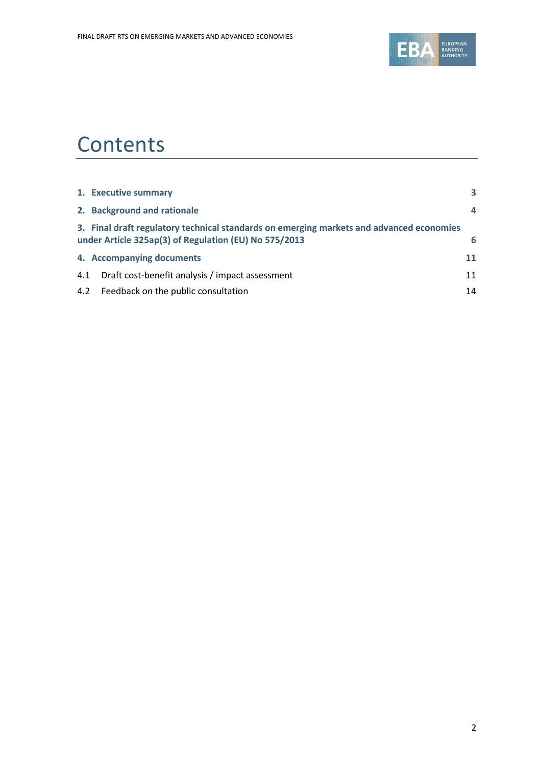# Contents

| | |
|---|---|
| **1. Executive summary** | **3** |
| **2. Background and rationale** | **4** |
| **3. Final draft regulatory technical standards on emerging markets and advanced economies under Article 325ap(3) of Regulation (EU) No 575/2013** | **6** |
| **4. Accompanying documents** | **11** |
| 4.1 Draft cost-benefit analysis / impact assessment | 11 |
| 4.2 Feedback on the public consultation | 14 |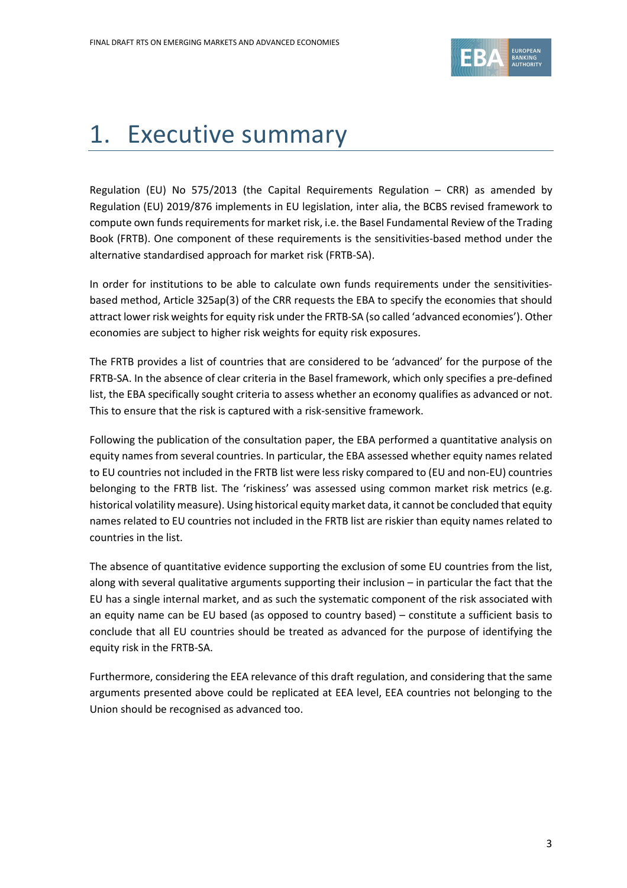# 1. Executive summary

Regulation (EU) No 575/2013 (the Capital Requirements Regulation – CRR) as amended by Regulation (EU) 2019/876 implements in EU legislation, inter alia, the BCBS revised framework to compute own funds requirements for market risk, i.e. the Basel Fundamental Review of the Trading Book (FRTB). One component of these requirements is the sensitivities-based method under the alternative standardised approach for market risk (FRTB-SA).

In order for institutions to be able to calculate own funds requirements under the sensitivities-based method, Article 325ap(3) of the CRR requests the EBA to specify the economies that should attract lower risk weights for equity risk under the FRTB-SA (so called 'advanced economies'). Other economies are subject to higher risk weights for equity risk exposures.

The FRTB provides a list of countries that are considered to be 'advanced' for the purpose of the FRTB-SA. In the absence of clear criteria in the Basel framework, which only specifies a pre-defined list, the EBA specifically sought criteria to assess whether an economy qualifies as advanced or not. This to ensure that the risk is captured with a risk-sensitive framework.

Following the publication of the consultation paper, the EBA performed a quantitative analysis on equity names from several countries. In particular, the EBA assessed whether equity names related to EU countries not included in the FRTB list were less risky compared to (EU and non-EU) countries belonging to the FRTB list. The 'riskiness' was assessed using common market risk metrics (e.g. historical volatility measure). Using historical equity market data, it cannot be concluded that equity names related to EU countries not included in the FRTB list are riskier than equity names related to countries in the list.

The absence of quantitative evidence supporting the exclusion of some EU countries from the list, along with several qualitative arguments supporting their inclusion – in particular the fact that the EU has a single internal market, and as such the systematic component of the risk associated with an equity name can be EU based (as opposed to country based) – constitute a sufficient basis to conclude that all EU countries should be treated as advanced for the purpose of identifying the equity risk in the FRTB-SA.

Furthermore, considering the EEA relevance of this draft regulation, and considering that the same arguments presented above could be replicated at EEA level, EEA countries not belonging to the Union should be recognised as advanced too.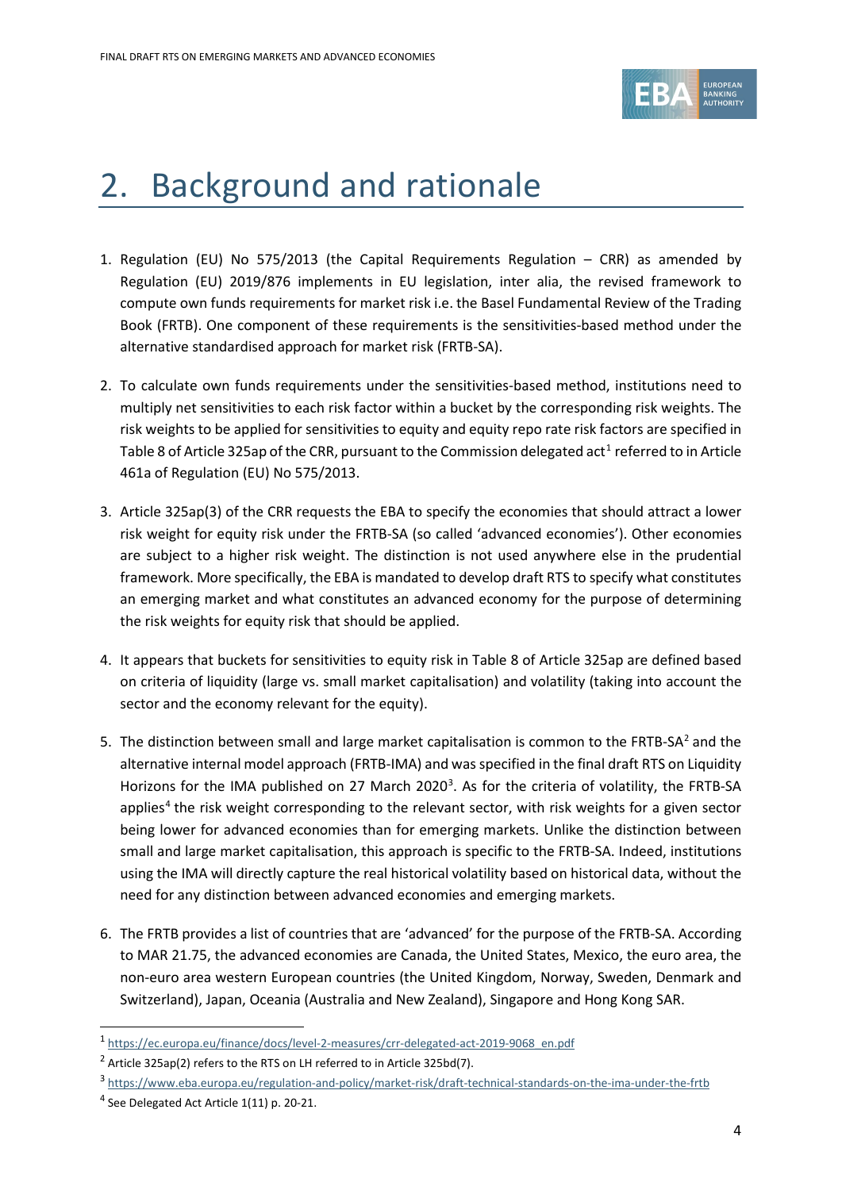# 2. Background and rationale

1. Regulation (EU) No 575/2013 (the Capital Requirements Regulation – CRR) as amended by Regulation (EU) 2019/876 implements in EU legislation, inter alia, the revised framework to compute own funds requirements for market risk i.e. the Basel Fundamental Review of the Trading Book (FRTB). One component of these requirements is the sensitivities-based method under the alternative standardised approach for market risk (FRTB-SA).

2. To calculate own funds requirements under the sensitivities-based method, institutions need to multiply net sensitivities to each risk factor within a bucket by the corresponding risk weights. The risk weights to be applied for sensitivities to equity and equity repo rate risk factors are specified in Table 8 of Article 325ap of the CRR, pursuant to the Commission delegated act[1] referred to in Article 461a of Regulation (EU) No 575/2013.

3. Article 325ap(3) of the CRR requests the EBA to specify the economies that should attract a lower risk weight for equity risk under the FRTB-SA (so called 'advanced economies'). Other economies are subject to a higher risk weight. The distinction is not used anywhere else in the prudential framework. More specifically, the EBA is mandated to develop draft RTS to specify what constitutes an emerging market and what constitutes an advanced economy for the purpose of determining the risk weights for equity risk that should be applied.

4. It appears that buckets for sensitivities to equity risk in Table 8 of Article 325ap are defined based on criteria of liquidity (large vs. small market capitalisation) and volatility (taking into account the sector and the economy relevant for the equity).

5. The distinction between small and large market capitalisation is common to the FRTB-SA[2] and the alternative internal model approach (FRTB-IMA) and was specified in the final draft RTS on Liquidity Horizons for the IMA published on 27 March 2020[3]. As for the criteria of volatility, the FRTB-SA applies[4] the risk weight corresponding to the relevant sector, with risk weights for a given sector being lower for advanced economies than for emerging markets. Unlike the distinction between small and large market capitalisation, this approach is specific to the FRTB-SA. Indeed, institutions using the IMA will directly capture the real historical volatility based on historical data, without the need for any distinction between advanced economies and emerging markets.

6. The FRTB provides a list of countries that are 'advanced' for the purpose of the FRTB-SA. According to MAR 21.75, the advanced economies are Canada, the United States, Mexico, the euro area, the non-euro area western European countries (the United Kingdom, Norway, Sweden, Denmark and Switzerland), Japan, Oceania (Australia and New Zealand), Singapore and Hong Kong SAR.

[1] https://ec.europa.eu/finance/docs/level-2-measures/crr-delegated-act-2019-9068_en.pdf

[2] Article 325ap(2) refers to the RTS on LH referred to in Article 325bd(7).

[3] https://www.eba.europa.eu/regulation-and-policy/market-risk/draft-technical-standards-on-the-ima-under-the-frtb

[4] See Delegated Act Article 1(11) p. 20-21.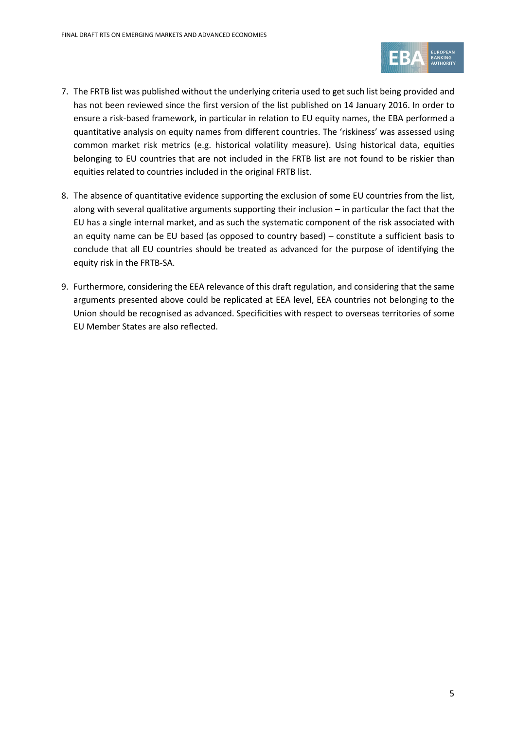7. The FRTB list was published without the underlying criteria used to get such list being provided and has not been reviewed since the first version of the list published on 14 January 2016. In order to ensure a risk-based framework, in particular in relation to EU equity names, the EBA performed a quantitative analysis on equity names from different countries. The 'riskiness' was assessed using common market risk metrics (e.g. historical volatility measure). Using historical data, equities belonging to EU countries that are not included in the FRTB list are not found to be riskier than equities related to countries included in the original FRTB list.

8. The absence of quantitative evidence supporting the exclusion of some EU countries from the list, along with several qualitative arguments supporting their inclusion – in particular the fact that the EU has a single internal market, and as such the systematic component of the risk associated with an equity name can be EU based (as opposed to country based) – constitute a sufficient basis to conclude that all EU countries should be treated as advanced for the purpose of identifying the equity risk in the FRTB-SA.

9. Furthermore, considering the EEA relevance of this draft regulation, and considering that the same arguments presented above could be replicated at EEA level, EEA countries not belonging to the Union should be recognised as advanced. Specificities with respect to overseas territories of some EU Member States are also reflected.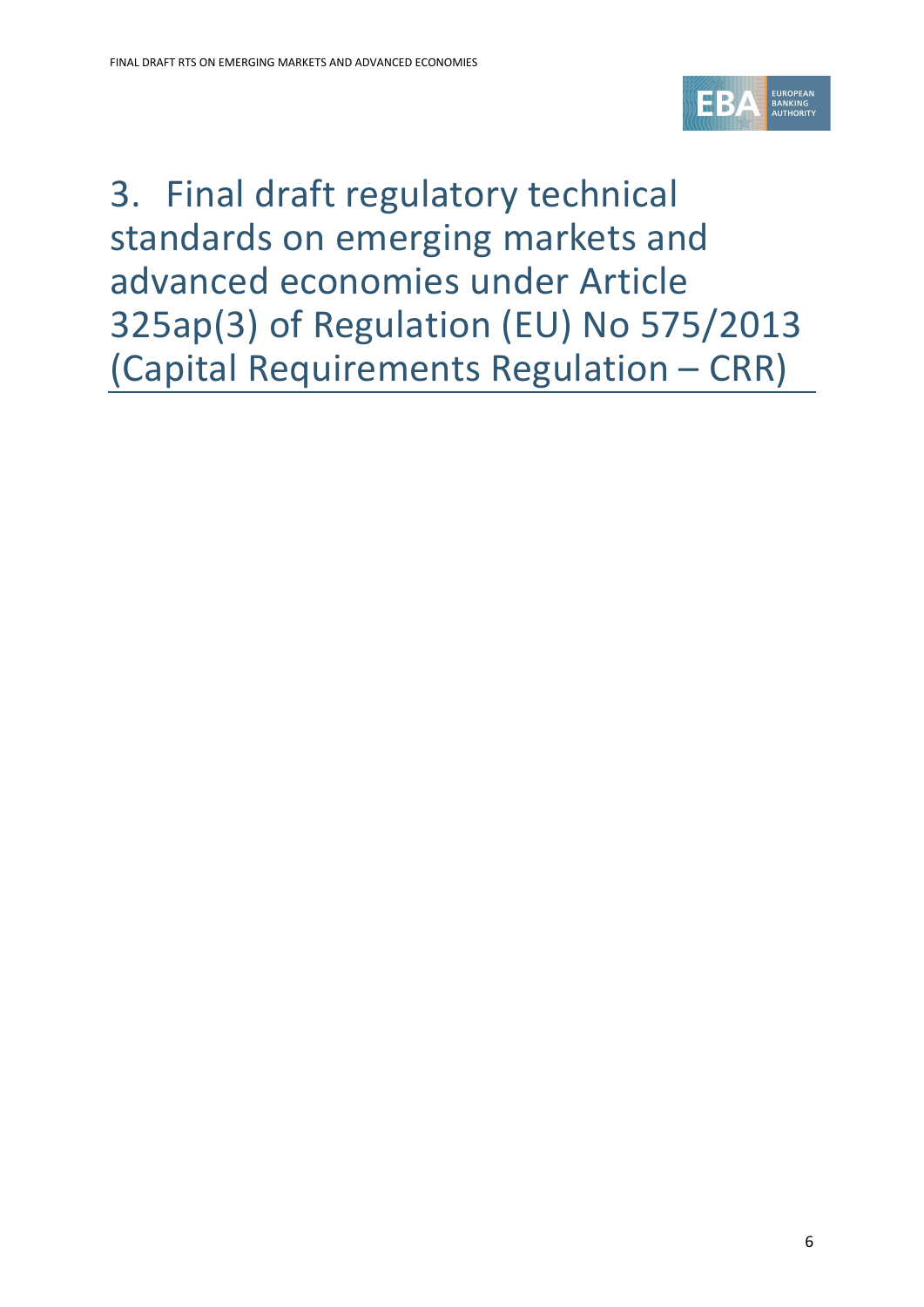# 3. Final draft regulatory technical standards on emerging markets and advanced economies under Article 325ap(3) of Regulation (EU) No 575/2013 (Capital Requirements Regulation – CRR)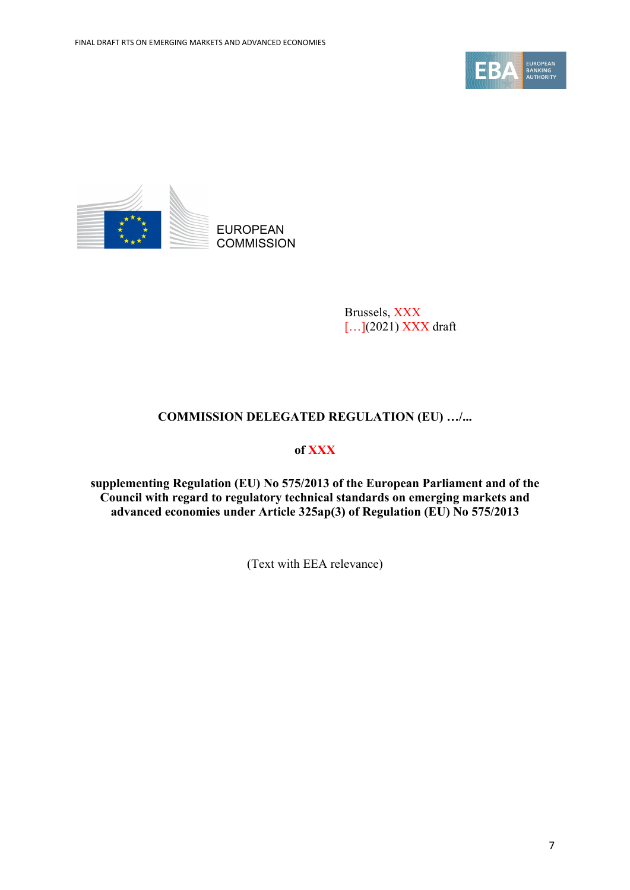EUROPEAN COMMISSION

Brussels, XXX
[…](2021) XXX draft

**COMMISSION DELEGATED REGULATION (EU) …/...**

**of XXX**

**supplementing Regulation (EU) No 575/2013 of the European Parliament and of the Council with regard to regulatory technical standards on emerging markets and advanced economies under Article 325ap(3) of Regulation (EU) No 575/2013**

(Text with EEA relevance)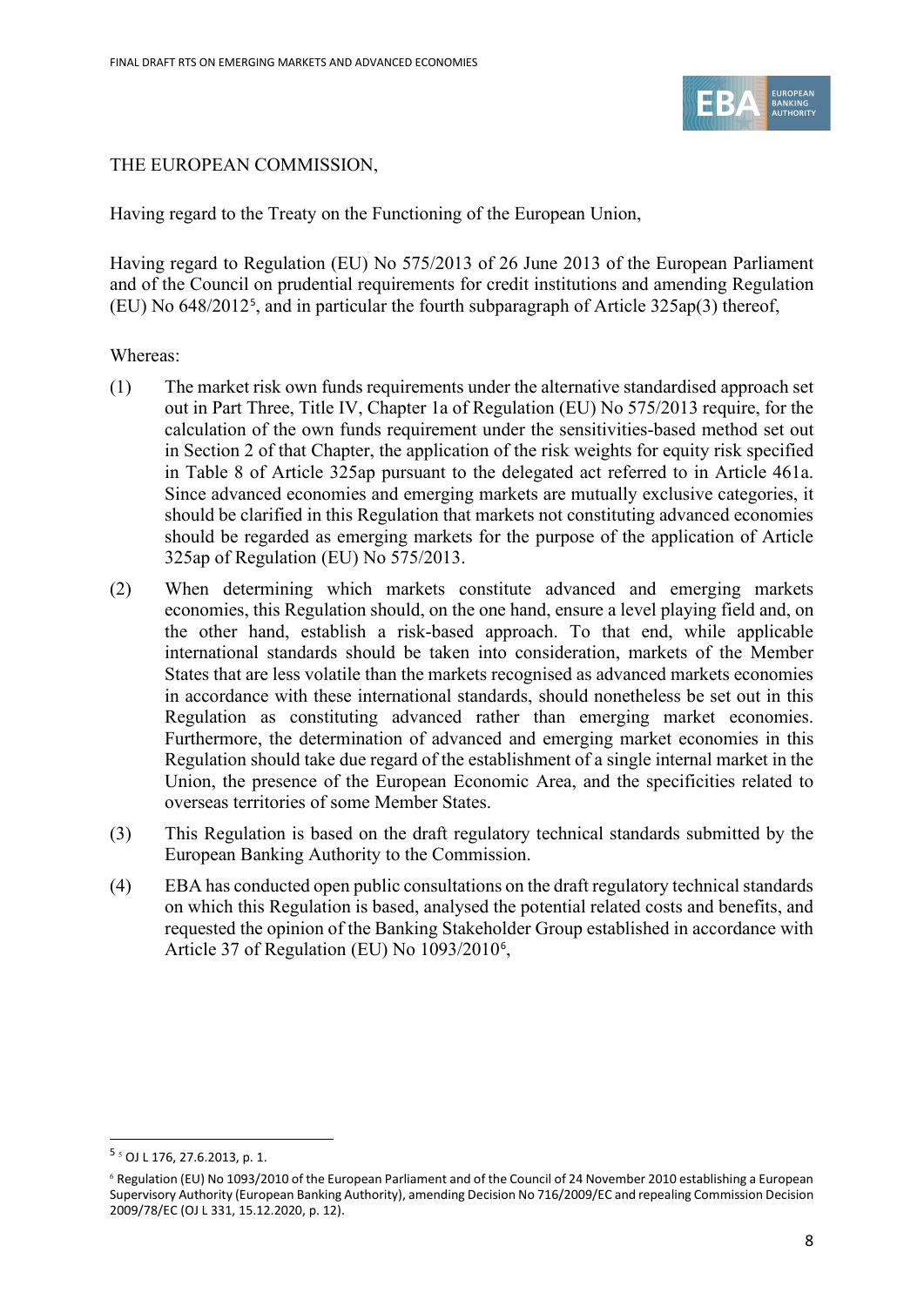THE EUROPEAN COMMISSION,

Having regard to the Treaty on the Functioning of the European Union,

Having regard to Regulation (EU) No 575/2013 of 26 June 2013 of the European Parliament and of the Council on prudential requirements for credit institutions and amending Regulation (EU) No 648/2012[5], and in particular the fourth subparagraph of Article 325ap(3) thereof,

Whereas:

(1) The market risk own funds requirements under the alternative standardised approach set out in Part Three, Title IV, Chapter 1a of Regulation (EU) No 575/2013 require, for the calculation of the own funds requirement under the sensitivities-based method set out in Section 2 of that Chapter, the application of the risk weights for equity risk specified in Table 8 of Article 325ap pursuant to the delegated act referred to in Article 461a. Since advanced economies and emerging markets are mutually exclusive categories, it should be clarified in this Regulation that markets not constituting advanced economies should be regarded as emerging markets for the purpose of the application of Article 325ap of Regulation (EU) No 575/2013.

(2) When determining which markets constitute advanced and emerging markets economies, this Regulation should, on the one hand, ensure a level playing field and, on the other hand, establish a risk-based approach. To that end, while applicable international standards should be taken into consideration, markets of the Member States that are less volatile than the markets recognised as advanced markets economies in accordance with these international standards, should nonetheless be set out in this Regulation as constituting advanced rather than emerging market economies. Furthermore, the determination of advanced and emerging market economies in this Regulation should take due regard of the establishment of a single internal market in the Union, the presence of the European Economic Area, and the specificities related to overseas territories of some Member States.

(3) This Regulation is based on the draft regulatory technical standards submitted by the European Banking Authority to the Commission.

(4) EBA has conducted open public consultations on the draft regulatory technical standards on which this Regulation is based, analysed the potential related costs and benefits, and requested the opinion of the Banking Stakeholder Group established in accordance with Article 37 of Regulation (EU) No 1093/2010[6],

---

[5] OJ L 176, 27.6.2013, p. 1.

[6] Regulation (EU) No 1093/2010 of the European Parliament and of the Council of 24 November 2010 establishing a European Supervisory Authority (European Banking Authority), amending Decision No 716/2009/EC and repealing Commission Decision 2009/78/EC (OJ L 331, 15.12.2020, p. 12).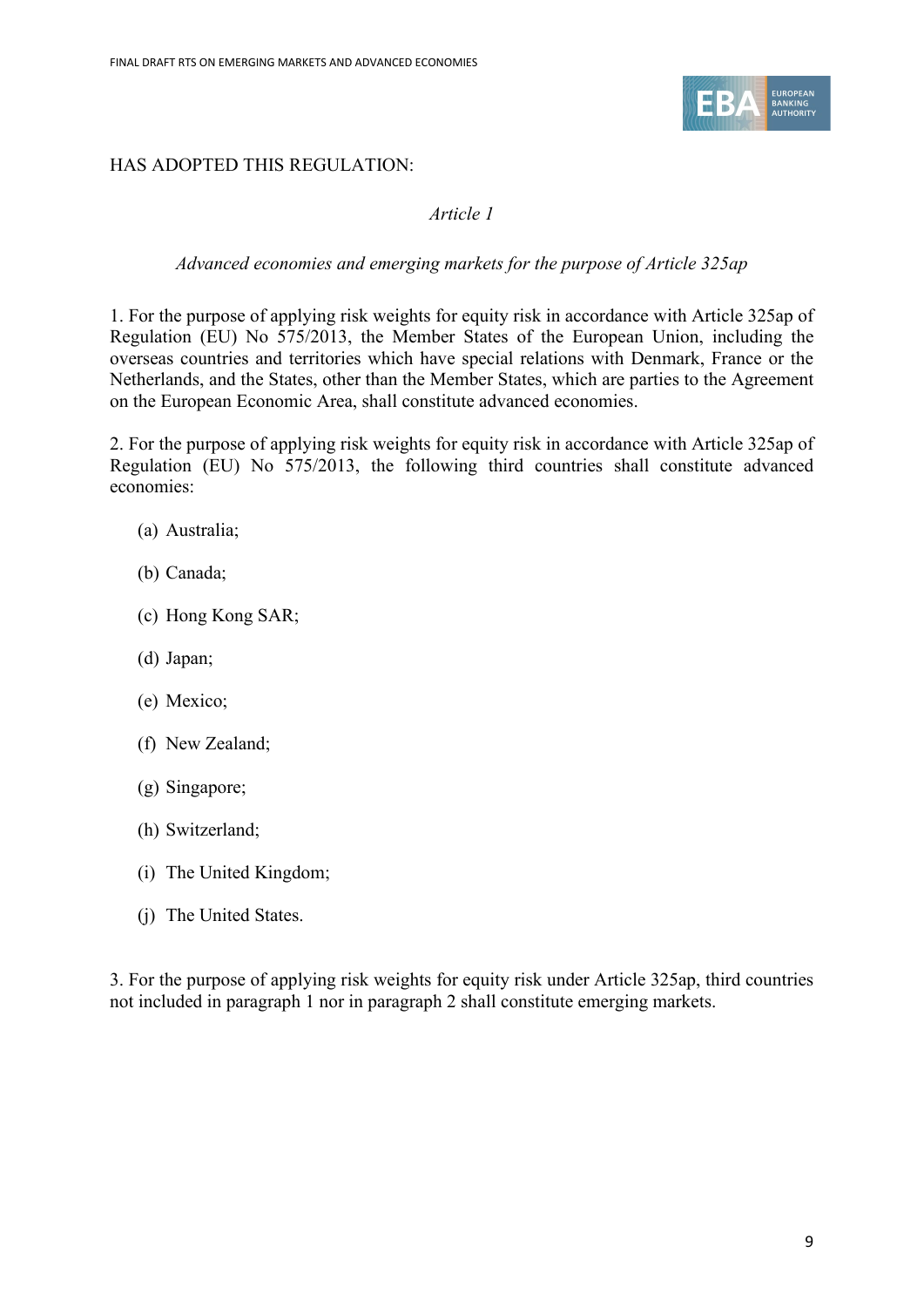HAS ADOPTED THIS REGULATION:

*Article 1*

*Advanced economies and emerging markets for the purpose of Article 325ap*

1. For the purpose of applying risk weights for equity risk in accordance with Article 325ap of Regulation (EU) No 575/2013, the Member States of the European Union, including the overseas countries and territories which have special relations with Denmark, France or the Netherlands, and the States, other than the Member States, which are parties to the Agreement on the European Economic Area, shall constitute advanced economies.

2. For the purpose of applying risk weights for equity risk in accordance with Article 325ap of Regulation (EU) No 575/2013, the following third countries shall constitute advanced economies:

(a) Australia;

(b) Canada;

(c) Hong Kong SAR;

(d) Japan;

(e) Mexico;

(f) New Zealand;

(g) Singapore;

(h) Switzerland;

(i) The United Kingdom;

(j) The United States.

3. For the purpose of applying risk weights for equity risk under Article 325ap, third countries not included in paragraph 1 nor in paragraph 2 shall constitute emerging markets.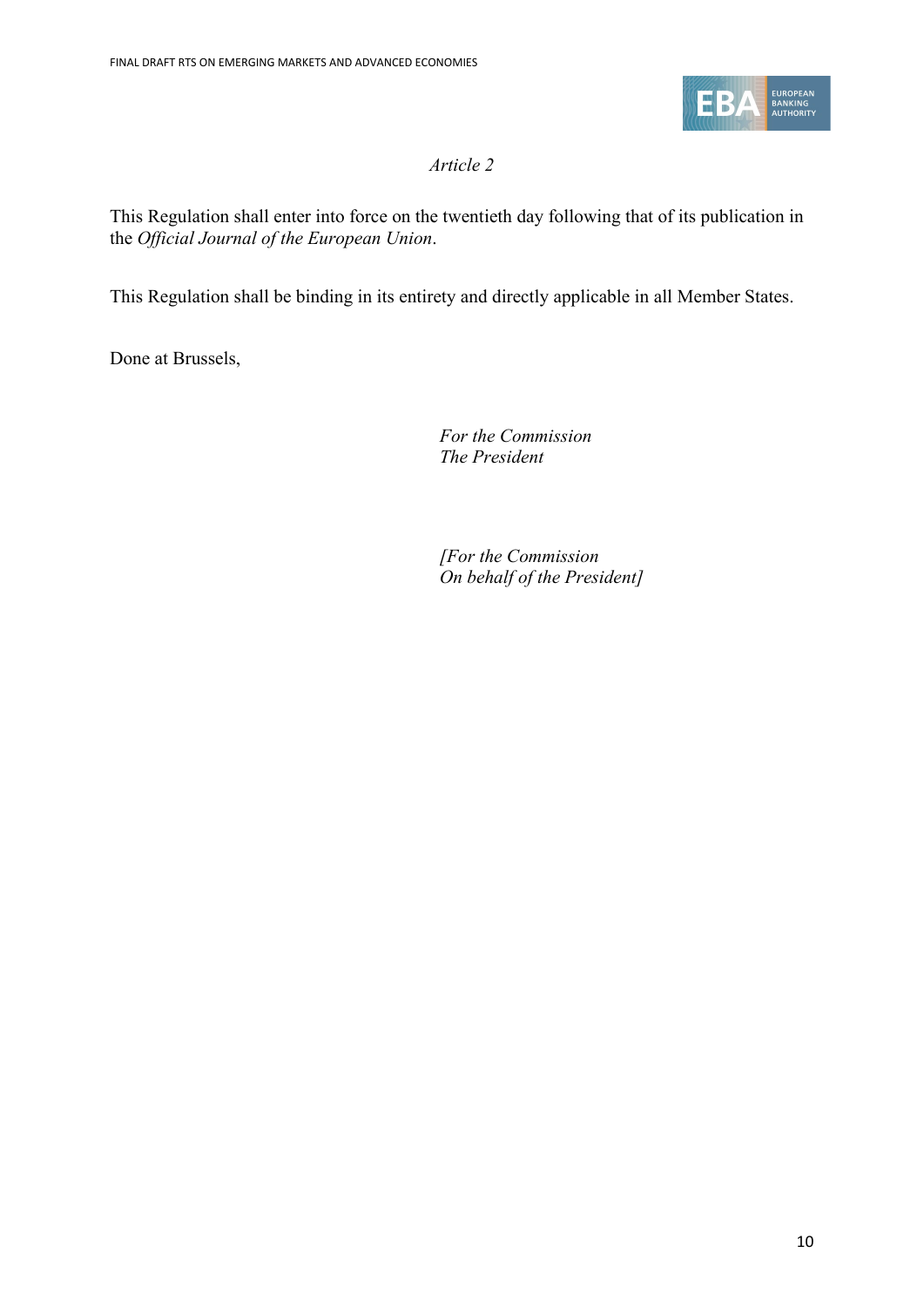*Article 2*

This Regulation shall enter into force on the twentieth day following that of its publication in the *Official Journal of the European Union*.

This Regulation shall be binding in its entirety and directly applicable in all Member States.

Done at Brussels,

*For the Commission*
*The President*

*[For the Commission*
*On behalf of the President]*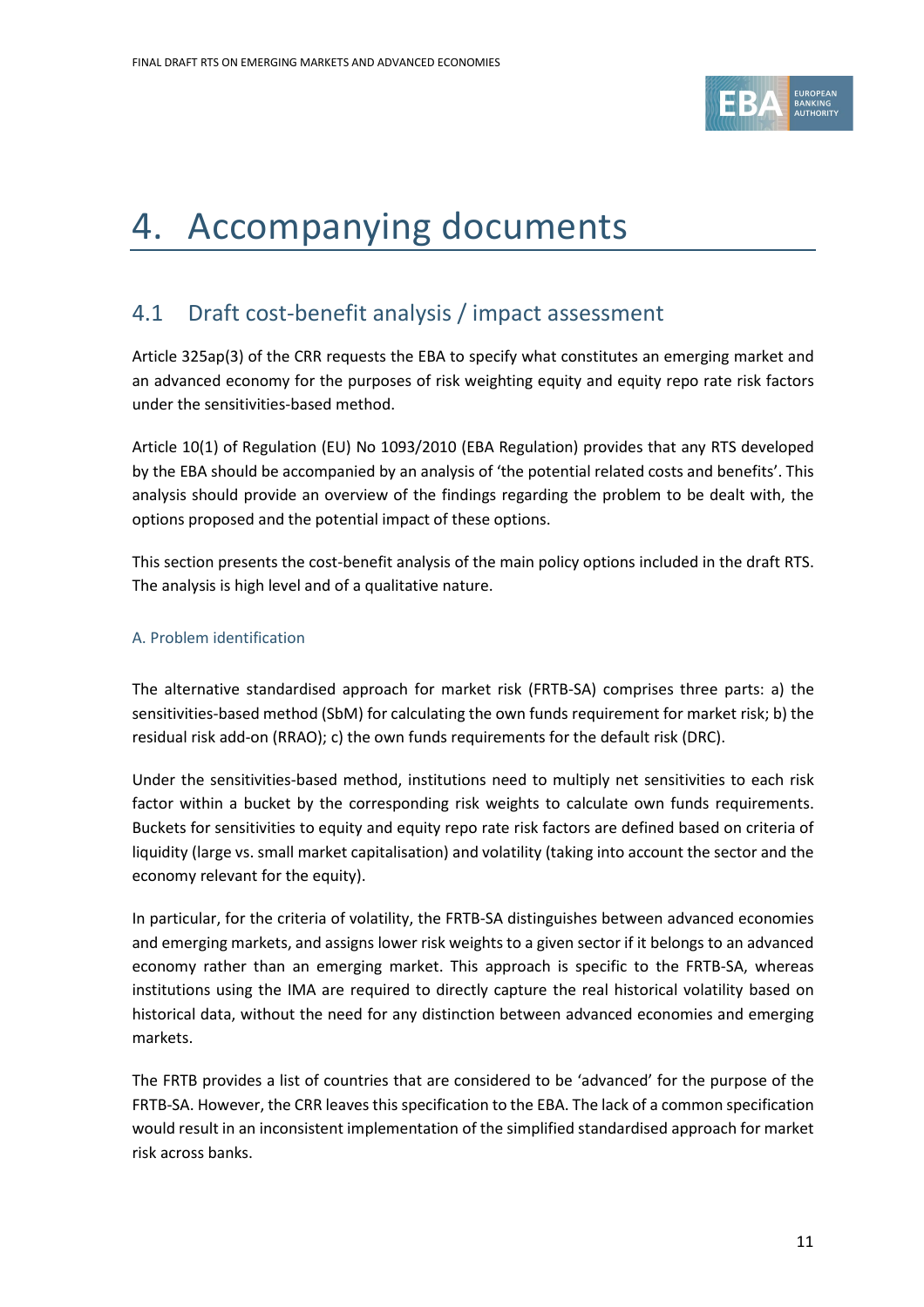# 4. Accompanying documents

## 4.1 Draft cost-benefit analysis / impact assessment

Article 325ap(3) of the CRR requests the EBA to specify what constitutes an emerging market and an advanced economy for the purposes of risk weighting equity and equity repo rate risk factors under the sensitivities-based method.

Article 10(1) of Regulation (EU) No 1093/2010 (EBA Regulation) provides that any RTS developed by the EBA should be accompanied by an analysis of 'the potential related costs and benefits'. This analysis should provide an overview of the findings regarding the problem to be dealt with, the options proposed and the potential impact of these options.

This section presents the cost-benefit analysis of the main policy options included in the draft RTS. The analysis is high level and of a qualitative nature.

### A. Problem identification

The alternative standardised approach for market risk (FRTB-SA) comprises three parts: a) the sensitivities-based method (SbM) for calculating the own funds requirement for market risk; b) the residual risk add-on (RRAO); c) the own funds requirements for the default risk (DRC).

Under the sensitivities-based method, institutions need to multiply net sensitivities to each risk factor within a bucket by the corresponding risk weights to calculate own funds requirements. Buckets for sensitivities to equity and equity repo rate risk factors are defined based on criteria of liquidity (large vs. small market capitalisation) and volatility (taking into account the sector and the economy relevant for the equity).

In particular, for the criteria of volatility, the FRTB-SA distinguishes between advanced economies and emerging markets, and assigns lower risk weights to a given sector if it belongs to an advanced economy rather than an emerging market. This approach is specific to the FRTB-SA, whereas institutions using the IMA are required to directly capture the real historical volatility based on historical data, without the need for any distinction between advanced economies and emerging markets.

The FRTB provides a list of countries that are considered to be 'advanced' for the purpose of the FRTB-SA. However, the CRR leaves this specification to the EBA. The lack of a common specification would result in an inconsistent implementation of the simplified standardised approach for market risk across banks.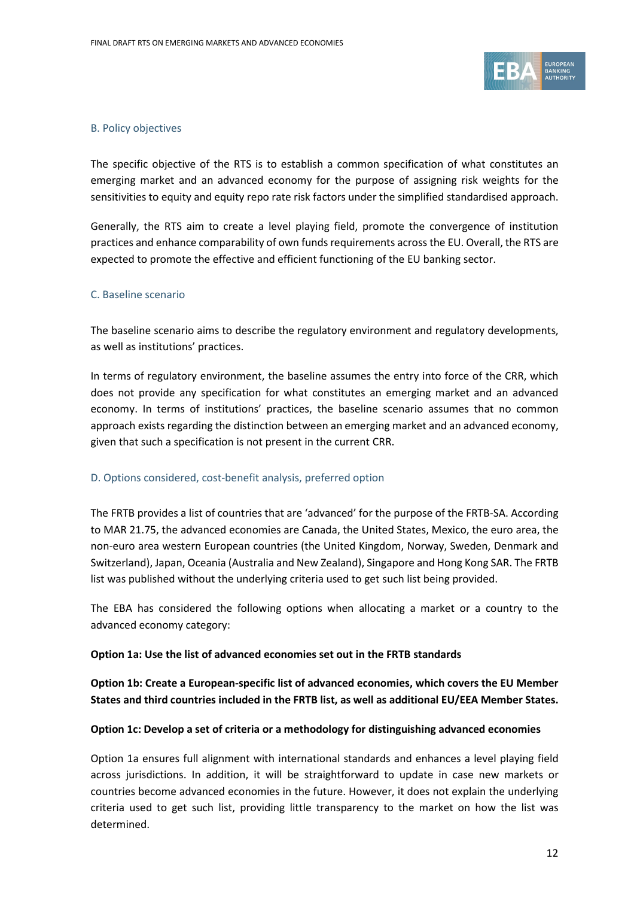### B. Policy objectives

The specific objective of the RTS is to establish a common specification of what constitutes an emerging market and an advanced economy for the purpose of assigning risk weights for the sensitivities to equity and equity repo rate risk factors under the simplified standardised approach.

Generally, the RTS aim to create a level playing field, promote the convergence of institution practices and enhance comparability of own funds requirements across the EU. Overall, the RTS are expected to promote the effective and efficient functioning of the EU banking sector.

### C. Baseline scenario

The baseline scenario aims to describe the regulatory environment and regulatory developments, as well as institutions' practices.

In terms of regulatory environment, the baseline assumes the entry into force of the CRR, which does not provide any specification for what constitutes an emerging market and an advanced economy. In terms of institutions' practices, the baseline scenario assumes that no common approach exists regarding the distinction between an emerging market and an advanced economy, given that such a specification is not present in the current CRR.

### D. Options considered, cost-benefit analysis, preferred option

The FRTB provides a list of countries that are 'advanced' for the purpose of the FRTB-SA. According to MAR 21.75, the advanced economies are Canada, the United States, Mexico, the euro area, the non-euro area western European countries (the United Kingdom, Norway, Sweden, Denmark and Switzerland), Japan, Oceania (Australia and New Zealand), Singapore and Hong Kong SAR. The FRTB list was published without the underlying criteria used to get such list being provided.

The EBA has considered the following options when allocating a market or a country to the advanced economy category:

**Option 1a: Use the list of advanced economies set out in the FRTB standards**

**Option 1b: Create a European-specific list of advanced economies, which covers the EU Member States and third countries included in the FRTB list, as well as additional EU/EEA Member States.**

**Option 1c: Develop a set of criteria or a methodology for distinguishing advanced economies**

Option 1a ensures full alignment with international standards and enhances a level playing field across jurisdictions. In addition, it will be straightforward to update in case new markets or countries become advanced economies in the future. However, it does not explain the underlying criteria used to get such list, providing little transparency to the market on how the list was determined.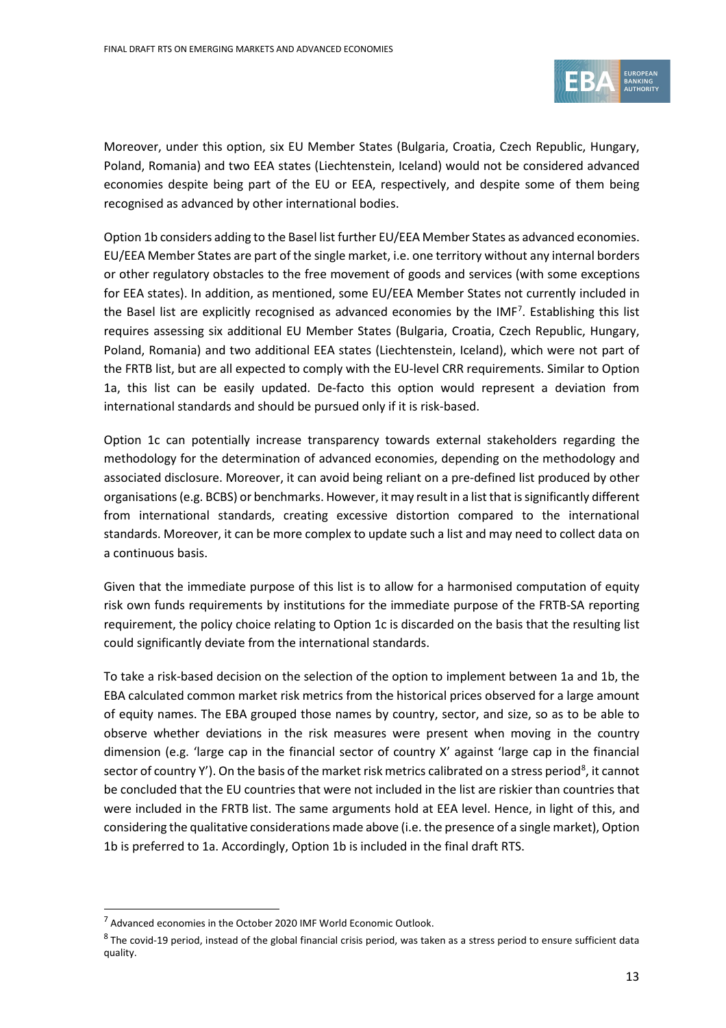Moreover, under this option, six EU Member States (Bulgaria, Croatia, Czech Republic, Hungary, Poland, Romania) and two EEA states (Liechtenstein, Iceland) would not be considered advanced economies despite being part of the EU or EEA, respectively, and despite some of them being recognised as advanced by other international bodies.

Option 1b considers adding to the Basel list further EU/EEA Member States as advanced economies. EU/EEA Member States are part of the single market, i.e. one territory without any internal borders or other regulatory obstacles to the free movement of goods and services (with some exceptions for EEA states). In addition, as mentioned, some EU/EEA Member States not currently included in the Basel list are explicitly recognised as advanced economies by the IMF[7]. Establishing this list requires assessing six additional EU Member States (Bulgaria, Croatia, Czech Republic, Hungary, Poland, Romania) and two additional EEA states (Liechtenstein, Iceland), which were not part of the FRTB list, but are all expected to comply with the EU-level CRR requirements. Similar to Option 1a, this list can be easily updated. De-facto this option would represent a deviation from international standards and should be pursued only if it is risk-based.

Option 1c can potentially increase transparency towards external stakeholders regarding the methodology for the determination of advanced economies, depending on the methodology and associated disclosure. Moreover, it can avoid being reliant on a pre-defined list produced by other organisations (e.g. BCBS) or benchmarks. However, it may result in a list that is significantly different from international standards, creating excessive distortion compared to the international standards. Moreover, it can be more complex to update such a list and may need to collect data on a continuous basis.

Given that the immediate purpose of this list is to allow for a harmonised computation of equity risk own funds requirements by institutions for the immediate purpose of the FRTB-SA reporting requirement, the policy choice relating to Option 1c is discarded on the basis that the resulting list could significantly deviate from the international standards.

To take a risk-based decision on the selection of the option to implement between 1a and 1b, the EBA calculated common market risk metrics from the historical prices observed for a large amount of equity names. The EBA grouped those names by country, sector, and size, so as to be able to observe whether deviations in the risk measures were present when moving in the country dimension (e.g. 'large cap in the financial sector of country X' against 'large cap in the financial sector of country Y'). On the basis of the market risk metrics calibrated on a stress period[8], it cannot be concluded that the EU countries that were not included in the list are riskier than countries that were included in the FRTB list. The same arguments hold at EEA level. Hence, in light of this, and considering the qualitative considerations made above (i.e. the presence of a single market), Option 1b is preferred to 1a. Accordingly, Option 1b is included in the final draft RTS.

---

[7] Advanced economies in the October 2020 IMF World Economic Outlook.

[8] The covid-19 period, instead of the global financial crisis period, was taken as a stress period to ensure sufficient data quality.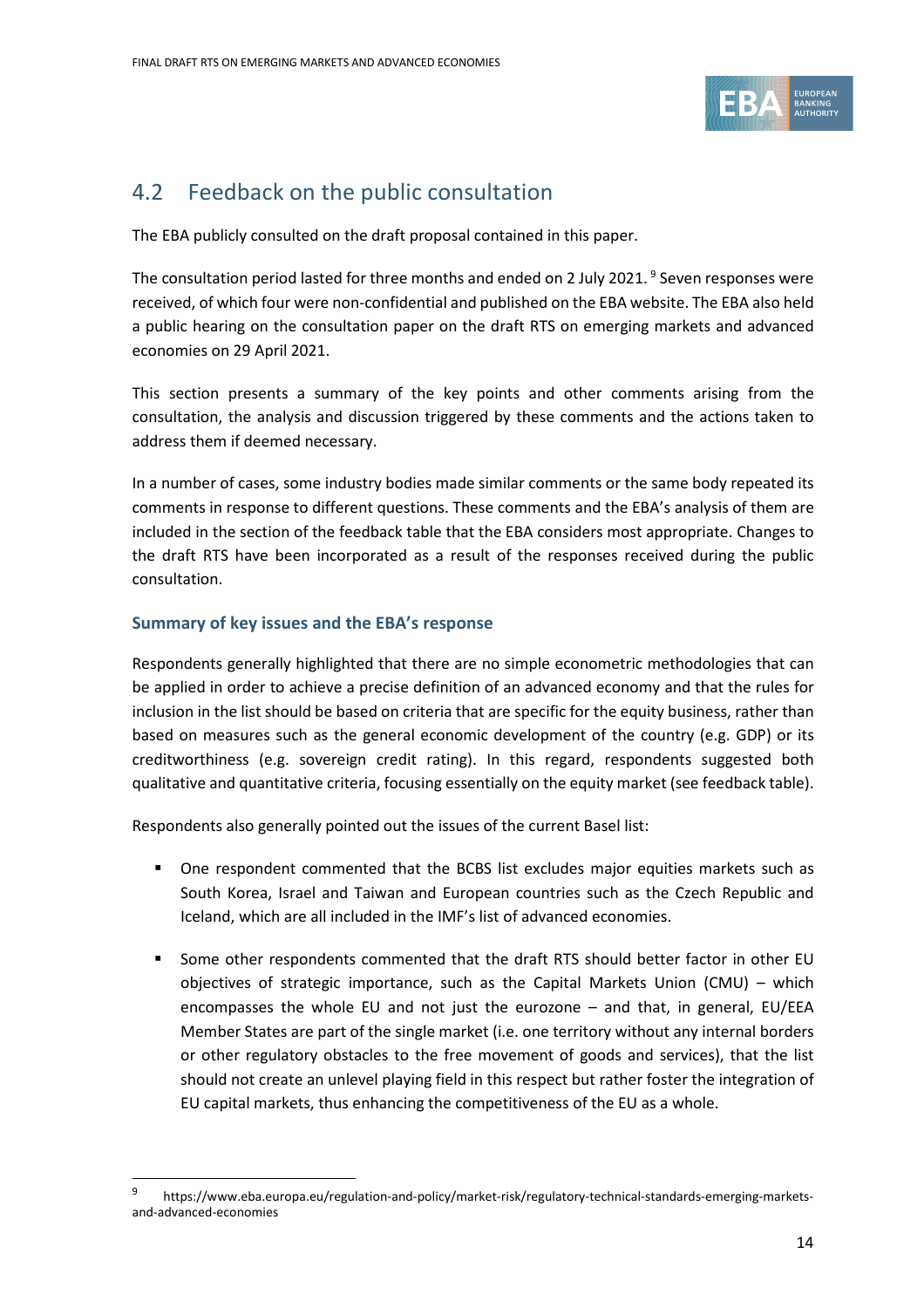## 4.2 Feedback on the public consultation

The EBA publicly consulted on the draft proposal contained in this paper.

The consultation period lasted for three months and ended on 2 July 2021. [9] Seven responses were received, of which four were non-confidential and published on the EBA website. The EBA also held a public hearing on the consultation paper on the draft RTS on emerging markets and advanced economies on 29 April 2021.

This section presents a summary of the key points and other comments arising from the consultation, the analysis and discussion triggered by these comments and the actions taken to address them if deemed necessary.

In a number of cases, some industry bodies made similar comments or the same body repeated its comments in response to different questions. These comments and the EBA's analysis of them are included in the section of the feedback table that the EBA considers most appropriate. Changes to the draft RTS have been incorporated as a result of the responses received during the public consultation.

### Summary of key issues and the EBA's response

Respondents generally highlighted that there are no simple econometric methodologies that can be applied in order to achieve a precise definition of an advanced economy and that the rules for inclusion in the list should be based on criteria that are specific for the equity business, rather than based on measures such as the general economic development of the country (e.g. GDP) or its creditworthiness (e.g. sovereign credit rating). In this regard, respondents suggested both qualitative and quantitative criteria, focusing essentially on the equity market (see feedback table).

Respondents also generally pointed out the issues of the current Basel list:

- One respondent commented that the BCBS list excludes major equities markets such as South Korea, Israel and Taiwan and European countries such as the Czech Republic and Iceland, which are all included in the IMF's list of advanced economies.
- Some other respondents commented that the draft RTS should better factor in other EU objectives of strategic importance, such as the Capital Markets Union (CMU) – which encompasses the whole EU and not just the eurozone – and that, in general, EU/EEA Member States are part of the single market (i.e. one territory without any internal borders or other regulatory obstacles to the free movement of goods and services), that the list should not create an unlevel playing field in this respect but rather foster the integration of EU capital markets, thus enhancing the competitiveness of the EU as a whole.

[9] https://www.eba.europa.eu/regulation-and-policy/market-risk/regulatory-technical-standards-emerging-markets-and-advanced-economies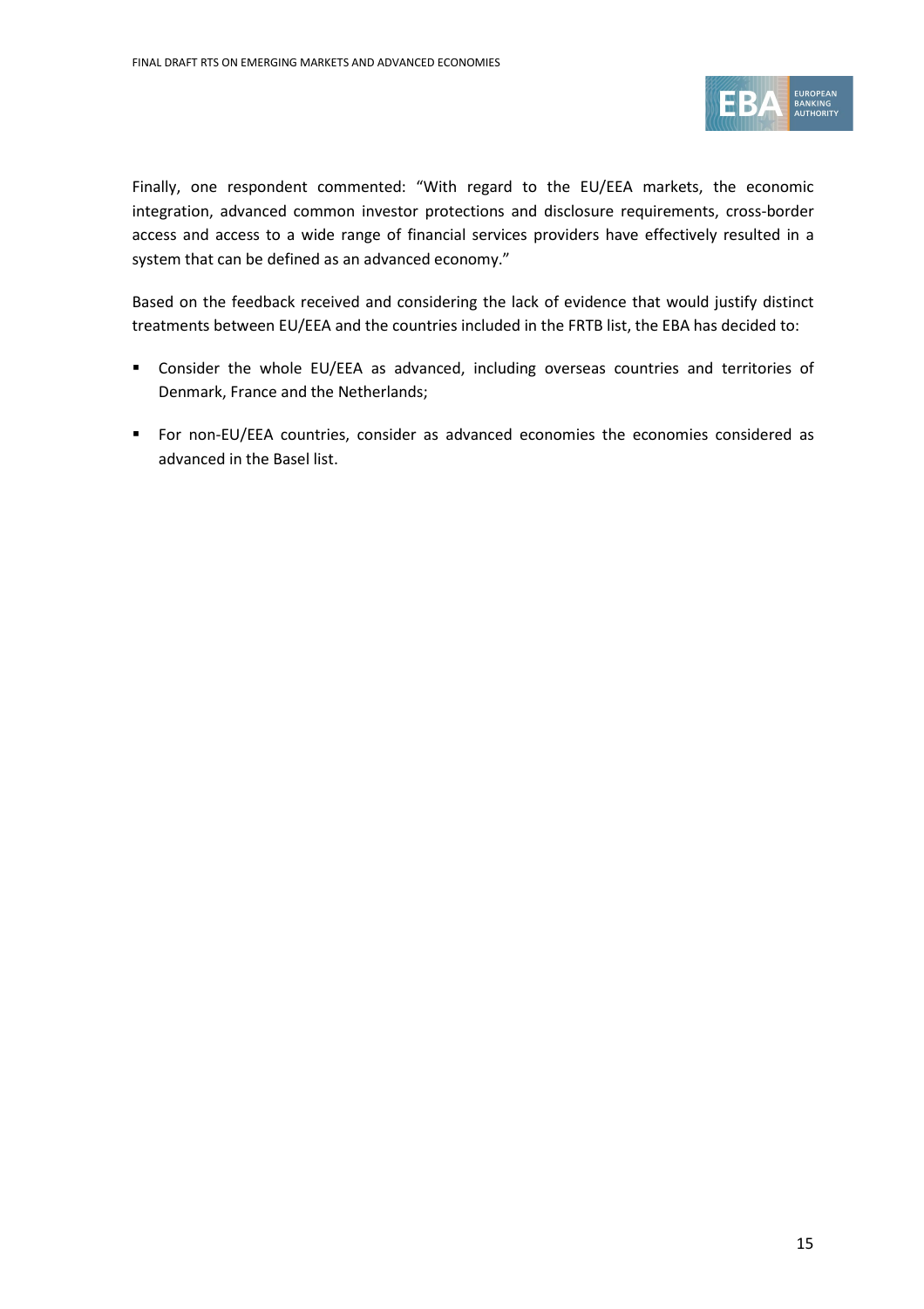Finally, one respondent commented: "With regard to the EU/EEA markets, the economic integration, advanced common investor protections and disclosure requirements, cross-border access and access to a wide range of financial services providers have effectively resulted in a system that can be defined as an advanced economy."

Based on the feedback received and considering the lack of evidence that would justify distinct treatments between EU/EEA and the countries included in the FRTB list, the EBA has decided to:

- Consider the whole EU/EEA as advanced, including overseas countries and territories of Denmark, France and the Netherlands;
- For non-EU/EEA countries, consider as advanced economies the economies considered as advanced in the Basel list.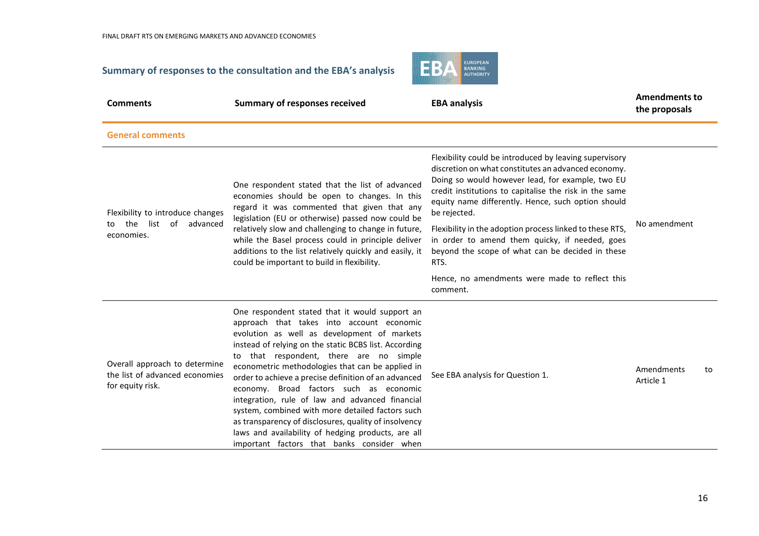## Summary of responses to the consultation and the EBA's analysis

| Comments | Summary of responses received | EBA analysis | Amendments to the proposals |
|---|---|---|---|
| **General comments** | | | |
| Flexibility to introduce changes to the list of advanced economies. | One respondent stated that the list of advanced economies should be open to changes. In this regard it was commented that given that any legislation (EU or otherwise) passed now could be relatively slow and challenging to change in future, while the Basel process could in principle deliver additions to the list relatively quickly and easily, it could be important to build in flexibility. | Flexibility could be introduced by leaving supervisory discretion on what constitutes an advanced economy. Doing so would however lead, for example, two EU credit institutions to capitalise the risk in the same equity name differently. Hence, such option should be rejected. Flexibility in the adoption process linked to these RTS, in order to amend them quicky, if needed, goes beyond the scope of what can be decided in these RTS. Hence, no amendments were made to reflect this comment. | No amendment |
| Overall approach to determine the list of advanced economies for equity risk. | One respondent stated that it would support an approach that takes into account economic evolution as well as development of markets instead of relying on the static BCBS list. According to that respondent, there are no simple econometric methodologies that can be applied in order to achieve a precise definition of an advanced economy. Broad factors such as economic integration, rule of law and advanced financial system, combined with more detailed factors such as transparency of disclosures, quality of insolvency laws and availability of hedging products, are all important factors that banks consider when | See EBA analysis for Question 1. | Amendments to Article 1 |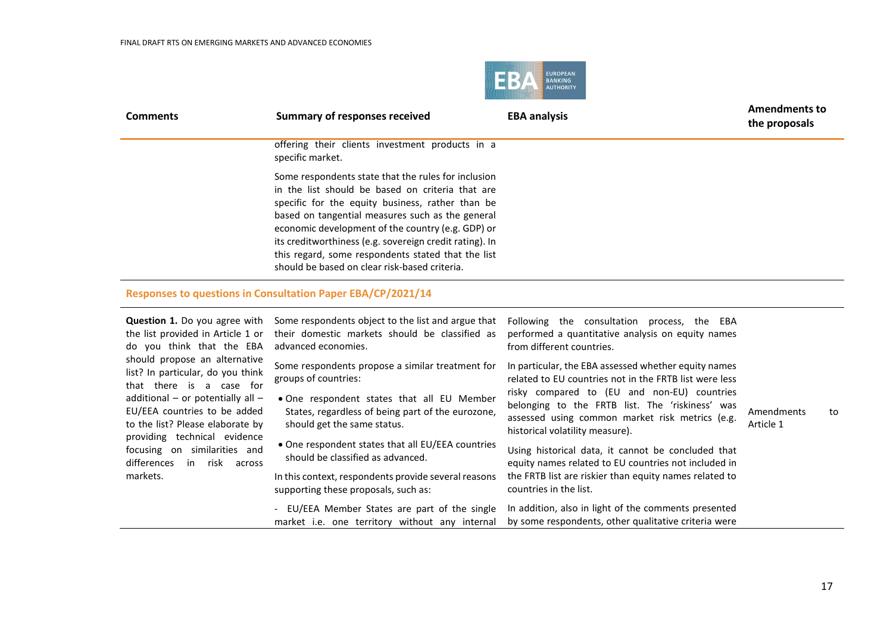| Comments | Summary of responses received | EBA analysis | Amendments to the proposals |
|---|---|---|---|
| | offering their clients investment products in a specific market.<br><br>Some respondents state that the rules for inclusion in the list should be based on criteria that are specific for the equity business, rather than be based on tangential measures such as the general economic development of the country (e.g. GDP) or its creditworthiness (e.g. sovereign credit rating). In this regard, some respondents stated that the list should be based on clear risk-based criteria. | | |

**Responses to questions in Consultation Paper EBA/CP/2021/14**

| Comments | Summary of responses received | EBA analysis | Amendments to the proposals |
|---|---|---|---|
| **Question 1.** Do you agree with the list provided in Article 1 or do you think that the EBA should propose an alternative list? In particular, do you think that there is a case for additional – or potentially all – EU/EEA countries to be added to the list? Please elaborate by providing technical evidence focusing on similarities and differences in risk across markets. | Some respondents object to the list and argue that their domestic markets should be classified as advanced economies.<br><br>Some respondents propose a similar treatment for groups of countries:<br><br>• One respondent states that all EU Member States, regardless of being part of the eurozone, should get the same status.<br><br>• One respondent states that all EU/EEA countries should be classified as advanced.<br><br>In this context, respondents provide several reasons supporting these proposals, such as:<br><br>- EU/EEA Member States are part of the single market i.e. one territory without any internal | Following the consultation process, the EBA performed a quantitative analysis on equity names from different countries.<br><br>In particular, the EBA assessed whether equity names related to EU countries not in the FRTB list were less risky compared to (EU and non-EU) countries belonging to the FRTB list. The 'riskiness' was assessed using common market risk metrics (e.g. historical volatility measure).<br><br>Using historical data, it cannot be concluded that equity names related to EU countries not included in the FRTB list are riskier than equity names related to countries in the list.<br><br>In addition, also in light of the comments presented by some respondents, other qualitative criteria were | Amendments to Article 1 |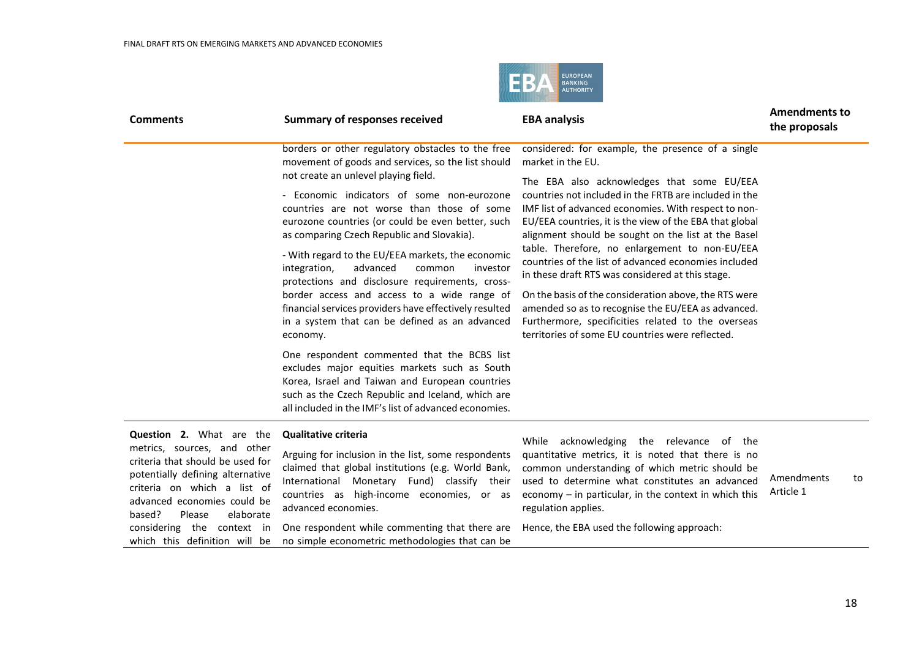| Comments | Summary of responses received | EBA analysis | Amendments to the proposals |
|---|---|---|---|
| | borders or other regulatory obstacles to the free movement of goods and services, so the list should not create an unlevel playing field.<br><br>- Economic indicators of some non-eurozone countries are not worse than those of some eurozone countries (or could be even better, such as comparing Czech Republic and Slovakia).<br><br>- With regard to the EU/EEA markets, the economic integration, advanced common investor protections and disclosure requirements, cross-border access and access to a wide range of financial services providers have effectively resulted in a system that can be defined as an advanced economy.<br><br>One respondent commented that the BCBS list excludes major equities markets such as South Korea, Israel and Taiwan and European countries such as the Czech Republic and Iceland, which are all included in the IMF's list of advanced economies. | considered: for example, the presence of a single market in the EU.<br><br>The EBA also acknowledges that some EU/EEA countries not included in the FRTB are included in the IMF list of advanced economies. With respect to non-EU/EEA countries, it is the view of the EBA that global alignment should be sought on the list at the Basel table. Therefore, no enlargement to non-EU/EEA countries of the list of advanced economies included in these draft RTS was considered at this stage.<br><br>On the basis of the consideration above, the RTS were amended so as to recognise the EU/EEA as advanced. Furthermore, specificities related to the overseas territories of some EU countries were reflected. | |
| **Question 2.** What are the metrics, sources, and other criteria that should be used for potentially defining alternative criteria on which a list of advanced economies could be based? Please elaborate considering the context in which this definition will be | **Qualitative criteria**<br><br>Arguing for inclusion in the list, some respondents claimed that global institutions (e.g. World Bank, International Monetary Fund) classify their countries as high-income economies, or as advanced economies.<br><br>One respondent while commenting that there are no simple econometric methodologies that can be | While acknowledging the relevance of the quantitative metrics, it is noted that there is no common understanding of which metric should be used to determine what constitutes an advanced economy – in particular, in the context in which this regulation applies.<br><br>Hence, the EBA used the following approach: | Amendments to Article 1 |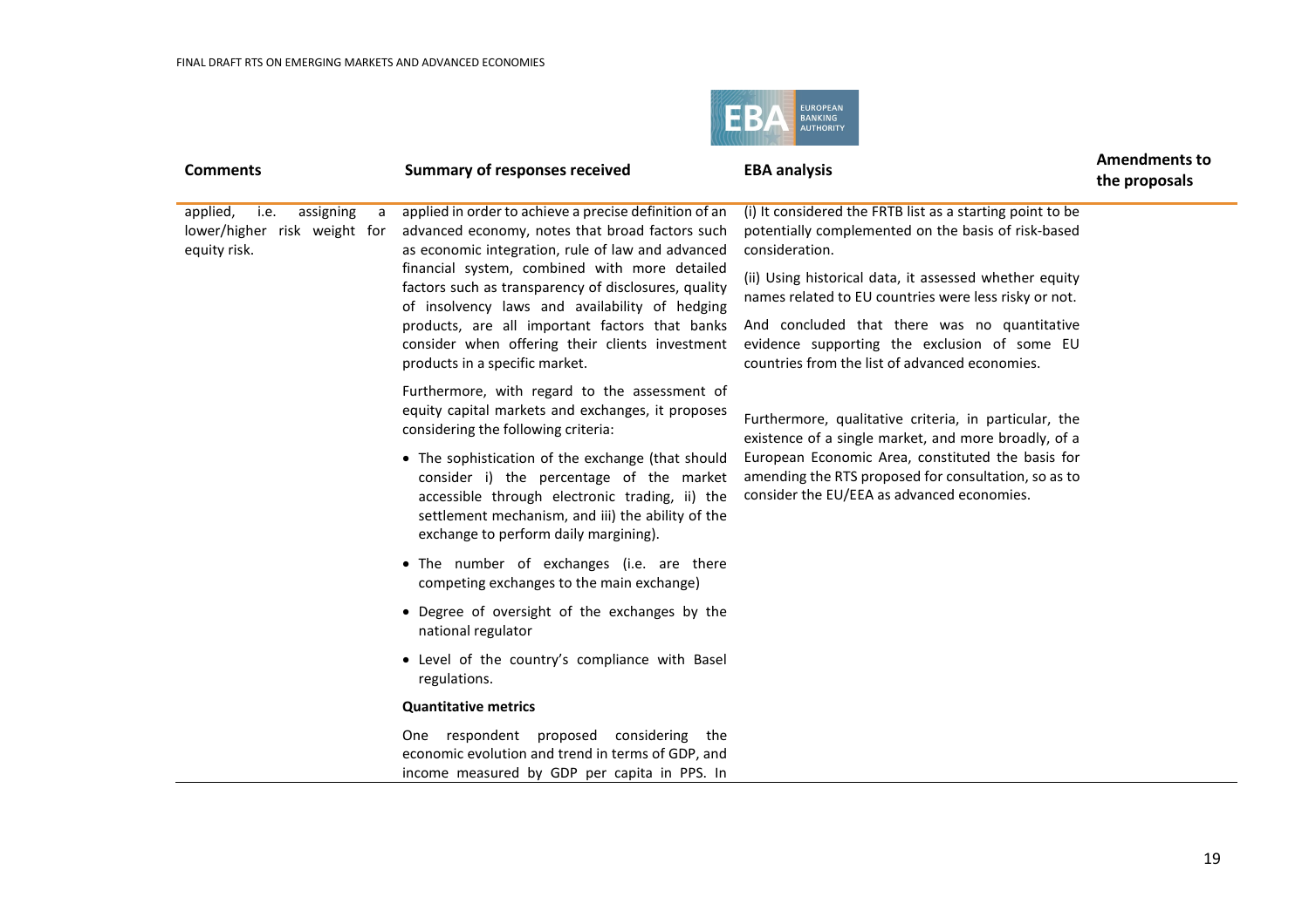| Comments | Summary of responses received | EBA analysis | Amendments to the proposals |
|---|---|---|---|
| applied, i.e. assigning a lower/higher risk weight for equity risk. | applied in order to achieve a precise definition of an advanced economy, notes that broad factors such as economic integration, rule of law and advanced financial system, combined with more detailed factors such as transparency of disclosures, quality of insolvency laws and availability of hedging products, are all important factors that banks consider when offering their clients investment products in a specific market.<br><br>Furthermore, with regard to the assessment of equity capital markets and exchanges, it proposes considering the following criteria:<br><br>• The sophistication of the exchange (that should consider i) the percentage of the market accessible through electronic trading, ii) the settlement mechanism, and iii) the ability of the exchange to perform daily margining).<br><br>• The number of exchanges (i.e. are there competing exchanges to the main exchange)<br><br>• Degree of oversight of the exchanges by the national regulator<br><br>• Level of the country's compliance with Basel regulations.<br><br>**Quantitative metrics**<br><br>One respondent proposed considering the economic evolution and trend in terms of GDP, and income measured by GDP per capita in PPS. In | (i) It considered the FRTB list as a starting point to be potentially complemented on the basis of risk-based consideration.<br><br>(ii) Using historical data, it assessed whether equity names related to EU countries were less risky or not.<br><br>And concluded that there was no quantitative evidence supporting the exclusion of some EU countries from the list of advanced economies.<br><br>Furthermore, qualitative criteria, in particular, the existence of a single market, and more broadly, of a European Economic Area, constituted the basis for amending the RTS proposed for consultation, so as to consider the EU/EEA as advanced economies. | |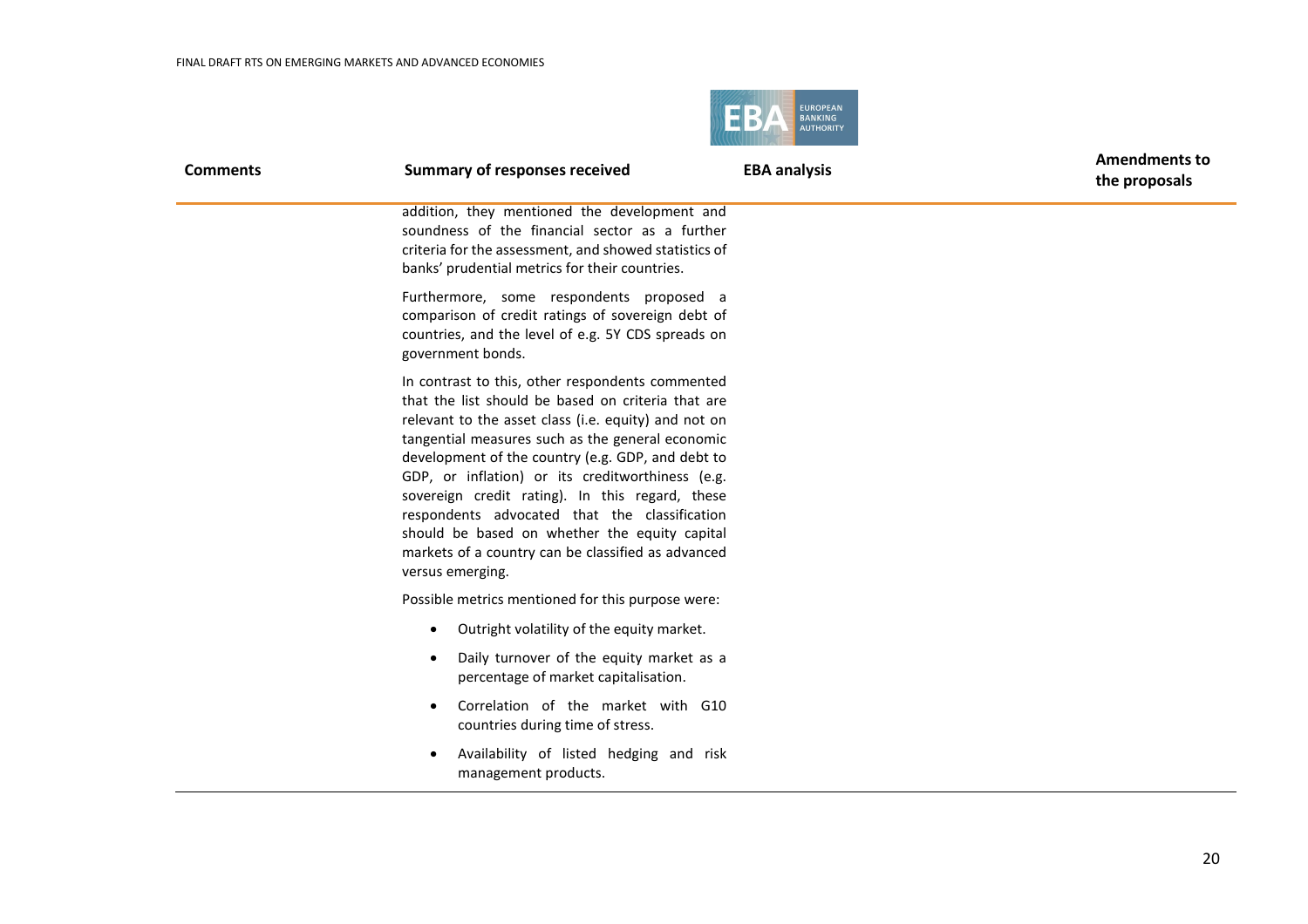| Comments | Summary of responses received | EBA analysis | Amendments to the proposals |
|---|---|---|---|
| | addition, they mentioned the development and soundness of the financial sector as a further criteria for the assessment, and showed statistics of banks' prudential metrics for their countries.<br><br>Furthermore, some respondents proposed a comparison of credit ratings of sovereign debt of countries, and the level of e.g. 5Y CDS spreads on government bonds.<br><br>In contrast to this, other respondents commented that the list should be based on criteria that are relevant to the asset class (i.e. equity) and not on tangential measures such as the general economic development of the country (e.g. GDP, and debt to GDP, or inflation) or its creditworthiness (e.g. sovereign credit rating). In this regard, these respondents advocated that the classification should be based on whether the equity capital markets of a country can be classified as advanced versus emerging.<br><br>Possible metrics mentioned for this purpose were:<br><br>• Outright volatility of the equity market.<br>• Daily turnover of the equity market as a percentage of market capitalisation.<br>• Correlation of the market with G10 countries during time of stress.<br>• Availability of listed hedging and risk management products. | | |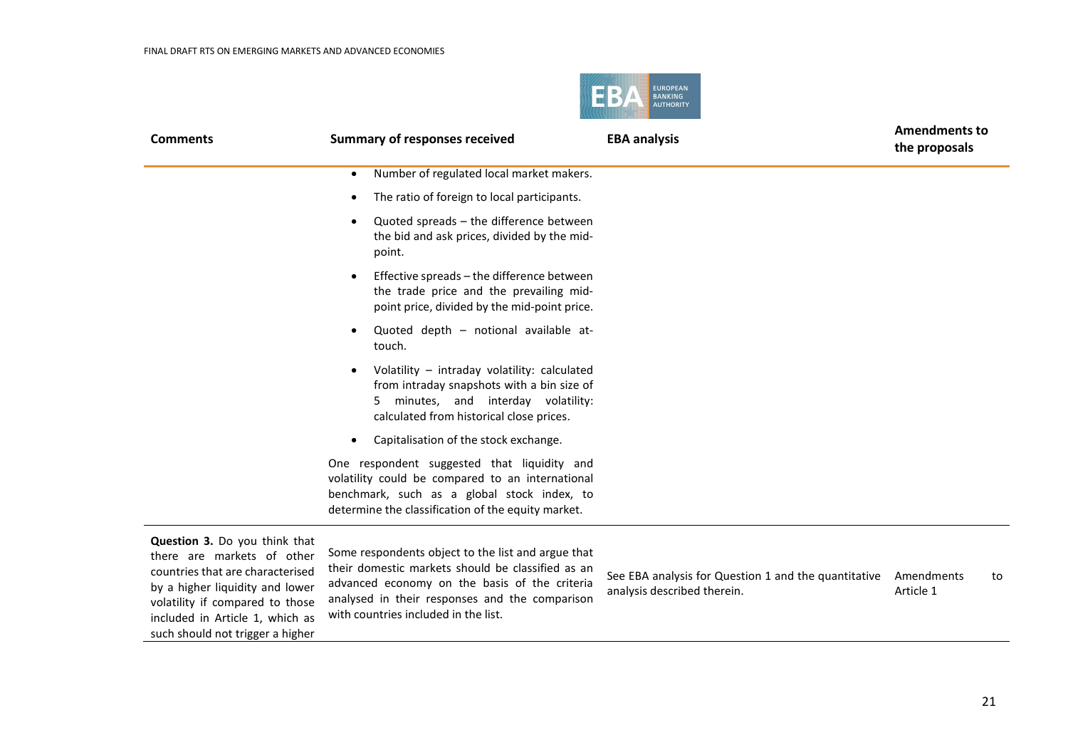| Comments | Summary of responses received | EBA analysis | Amendments to the proposals |
|---|---|---|---|
| | • Number of regulated local market makers.<br>• The ratio of foreign to local participants.<br>• Quoted spreads – the difference between the bid and ask prices, divided by the mid-point.<br>• Effective spreads – the difference between the trade price and the prevailing mid-point price, divided by the mid-point price.<br>• Quoted depth – notional available at-touch.<br>• Volatility – intraday volatility: calculated from intraday snapshots with a bin size of 5 minutes, and interday volatility: calculated from historical close prices.<br>• Capitalisation of the stock exchange.<br><br>One respondent suggested that liquidity and volatility could be compared to an international benchmark, such as a global stock index, to determine the classification of the equity market. | | |
| **Question 3.** Do you think that there are markets of other countries that are characterised by a higher liquidity and lower volatility if compared to those included in Article 1, which as such should not trigger a higher | Some respondents object to the list and argue that their domestic markets should be classified as an advanced economy on the basis of the criteria analysed in their responses and the comparison with countries included in the list. | See EBA analysis for Question 1 and the quantitative analysis described therein. | Amendments to Article 1 |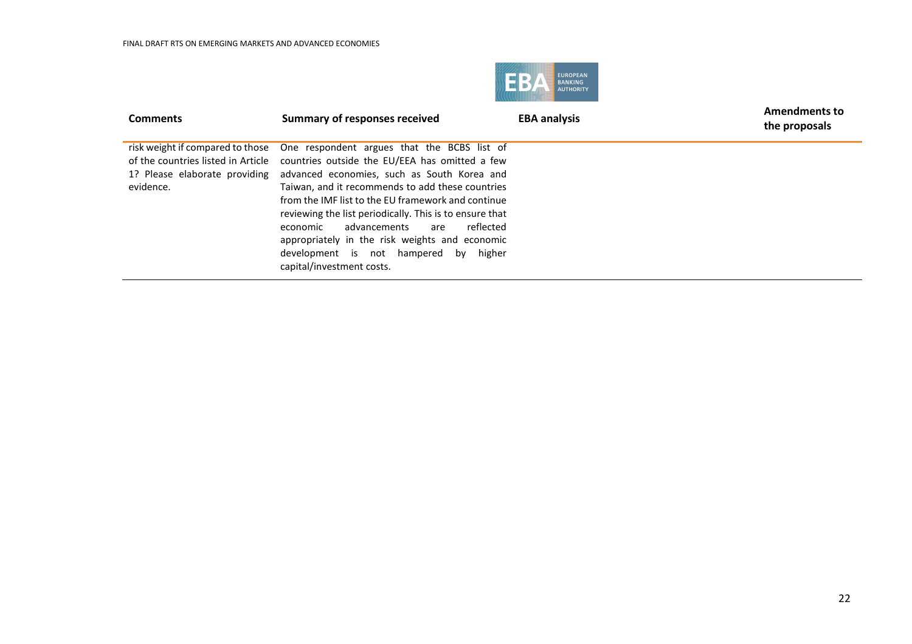| Comments | Summary of responses received | EBA analysis | Amendments to the proposals |
|---|---|---|---|
| risk weight if compared to those of the countries listed in Article 1? Please elaborate providing evidence. | One respondent argues that the BCBS list of countries outside the EU/EEA has omitted a few advanced economies, such as South Korea and Taiwan, and it recommends to add these countries from the IMF list to the EU framework and continue reviewing the list periodically. This is to ensure that economic advancements are reflected appropriately in the risk weights and economic development is not hampered by higher capital/investment costs. | | |